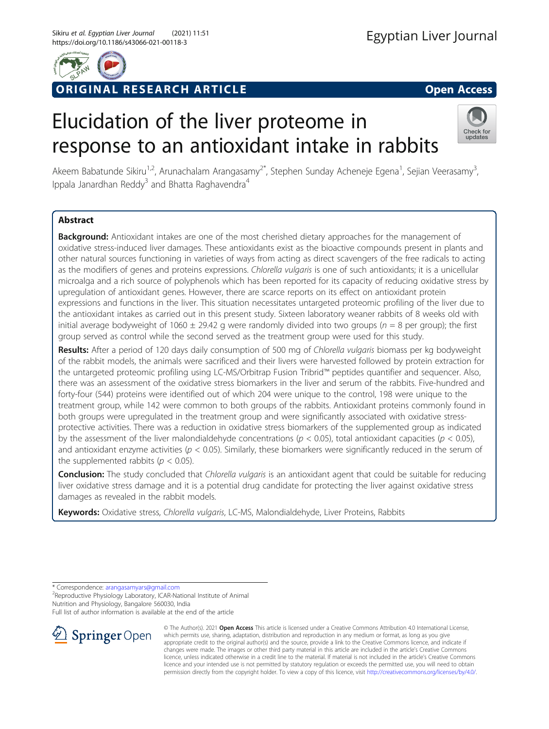ORIGINAL RESEARCH ARTICLE

Open Access

# Elucidation of the liver proteome in response to an antioxidant intake in rabbits

Akeem Babatunde Sikiru[1,2], Arunachalam Arangasamy[2*], Stephen Sunday Acheneje Egena[1], Sejian Veerasamy[3], Ippala Janardhan Reddy[3] and Bhatta Raghavendra[4]

## Abstract

**Background:** Antioxidant intakes are one of the most cherished dietary approaches for the management of oxidative stress-induced liver damages. These antioxidants exist as the bioactive compounds present in plants and other natural sources functioning in varieties of ways from acting as direct scavengers of the free radicals to acting as the modifiers of genes and proteins expressions. *Chlorella vulgaris* is one of such antioxidants; it is a unicellular microalga and a rich source of polyphenols which has been reported for its capacity of reducing oxidative stress by upregulation of antioxidant genes. However, there are scarce reports on its effect on antioxidant protein expressions and functions in the liver. This situation necessitates untargeted proteomic profiling of the liver due to the antioxidant intakes as carried out in this present study. Sixteen laboratory weaner rabbits of 8 weeks old with initial average bodyweight of 1060 ± 29.42 g were randomly divided into two groups ($n = 8$ per group); the first group served as control while the second served as the treatment group were used for this study.

**Results:** After a period of 120 days daily consumption of 500 mg of *Chlorella vulgaris* biomass per kg bodyweight of the rabbit models, the animals were sacrificed and their livers were harvested followed by protein extraction for the untargeted proteomic profiling using LC-MS/Orbitrap Fusion Tribrid™ peptides quantifier and sequencer. Also, there was an assessment of the oxidative stress biomarkers in the liver and serum of the rabbits. Five-hundred and forty-four (544) proteins were identified out of which 204 were unique to the control, 198 were unique to the treatment group, while 142 were common to both groups of the rabbits. Antioxidant proteins commonly found in both groups were upregulated in the treatment group and were significantly associated with oxidative stress-protective activities. There was a reduction in oxidative stress biomarkers of the supplemented group as indicated by the assessment of the liver malondialdehyde concentrations ($p < 0.05$), total antioxidant capacities ($p < 0.05$), and antioxidant enzyme activities ($p < 0.05$). Similarly, these biomarkers were significantly reduced in the serum of the supplemented rabbits ($p < 0.05$).

**Conclusion:** The study concluded that *Chlorella vulgaris* is an antioxidant agent that could be suitable for reducing liver oxidative stress damage and it is a potential drug candidate for protecting the liver against oxidative stress damages as revealed in the rabbit models.

**Keywords:** Oxidative stress, *Chlorella vulgaris*, LC-MS, Malondialdehyde, Liver Proteins, Rabbits

* Correspondence: arangasamyars@gmail.com
[2]Reproductive Physiology Laboratory, ICAR-National Institute of Animal Nutrition and Physiology, Bangalore 560030, India
Full list of author information is available at the end of the article

© The Author(s). 2021 **Open Access** This article is licensed under a Creative Commons Attribution 4.0 International License, which permits use, sharing, adaptation, distribution and reproduction in any medium or format, as long as you give appropriate credit to the original author(s) and the source, provide a link to the Creative Commons licence, and indicate if changes were made. The images or other third party material in this article are included in the article's Creative Commons licence, unless indicated otherwise in a credit line to the material. If material is not included in the article's Creative Commons licence and your intended use is not permitted by statutory regulation or exceeds the permitted use, you will need to obtain permission directly from the copyright holder. To view a copy of this licence, visit http://creativecommons.org/licenses/by/4.0/.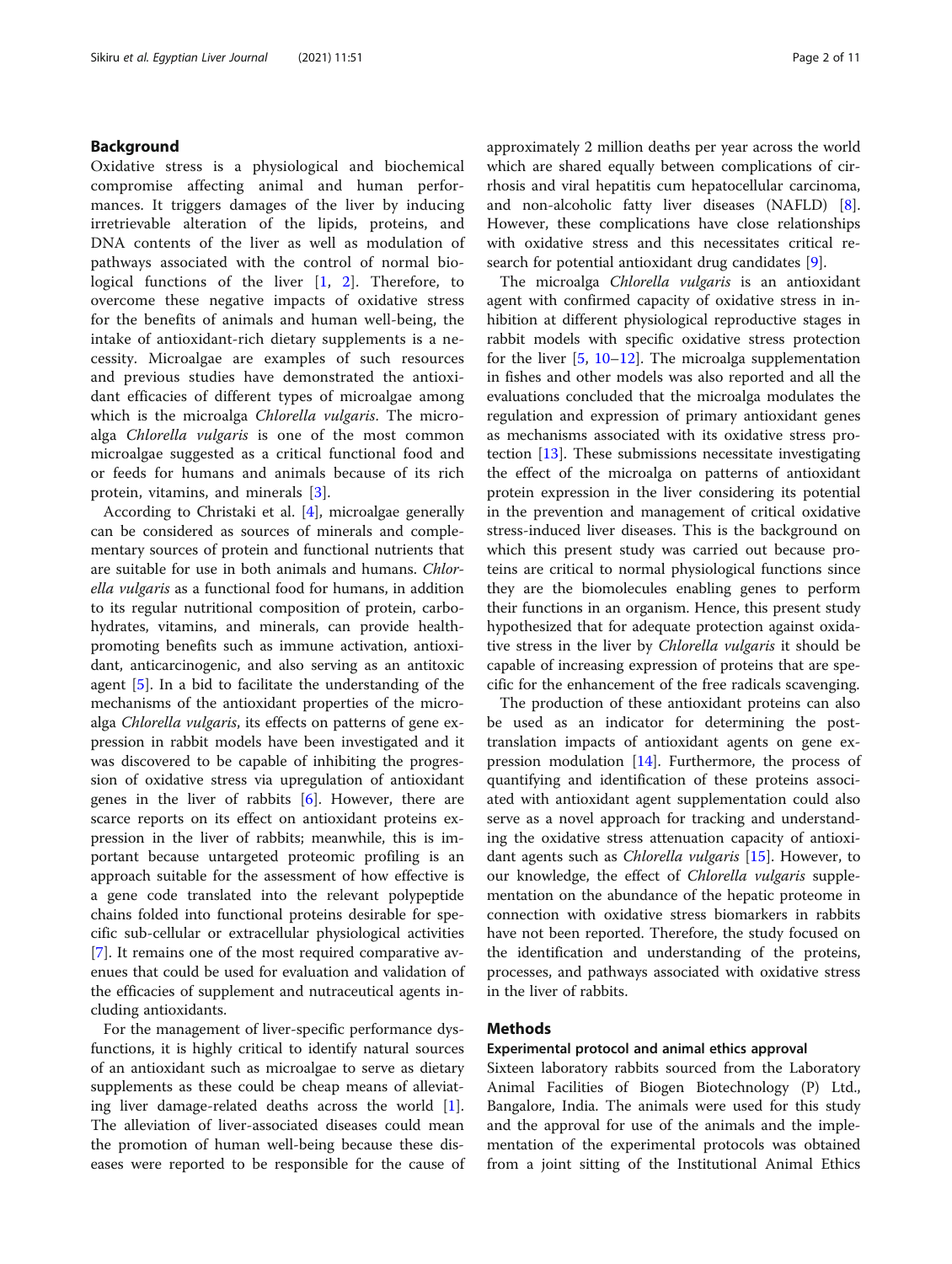## Background

Oxidative stress is a physiological and biochemical compromise affecting animal and human performances. It triggers damages of the liver by inducing irretrievable alteration of the lipids, proteins, and DNA contents of the liver as well as modulation of pathways associated with the control of normal biological functions of the liver [1, 2]. Therefore, to overcome these negative impacts of oxidative stress for the benefits of animals and human well-being, the intake of antioxidant-rich dietary supplements is a necessity. Microalgae are examples of such resources and previous studies have demonstrated the antioxidant efficacies of different types of microalgae among which is the microalga *Chlorella vulgaris*. The microalga *Chlorella vulgaris* is one of the most common microalgae suggested as a critical functional food and or feeds for humans and animals because of its rich protein, vitamins, and minerals [3].

According to Christaki et al. [4], microalgae generally can be considered as sources of minerals and complementary sources of protein and functional nutrients that are suitable for use in both animals and humans. *Chlorella vulgaris* as a functional food for humans, in addition to its regular nutritional composition of protein, carbohydrates, vitamins, and minerals, can provide health-promoting benefits such as immune activation, antioxidant, anticarcinogenic, and also serving as an antitoxic agent [5]. In a bid to facilitate the understanding of the mechanisms of the antioxidant properties of the microalga *Chlorella vulgaris*, its effects on patterns of gene expression in rabbit models have been investigated and it was discovered to be capable of inhibiting the progression of oxidative stress via upregulation of antioxidant genes in the liver of rabbits [6]. However, there are scarce reports on its effect on antioxidant proteins expression in the liver of rabbits; meanwhile, this is important because untargeted proteomic profiling is an approach suitable for the assessment of how effective is a gene code translated into the relevant polypeptide chains folded into functional proteins desirable for specific sub-cellular or extracellular physiological activities [7]. It remains one of the most required comparative avenues that could be used for evaluation and validation of the efficacies of supplement and nutraceutical agents including antioxidants.

For the management of liver-specific performance dysfunctions, it is highly critical to identify natural sources of an antioxidant such as microalgae to serve as dietary supplements as these could be cheap means of alleviating liver damage-related deaths across the world [1]. The alleviation of liver-associated diseases could mean the promotion of human well-being because these diseases were reported to be responsible for the cause of approximately 2 million deaths per year across the world which are shared equally between complications of cirrhosis and viral hepatitis cum hepatocellular carcinoma, and non-alcoholic fatty liver diseases (NAFLD) [8]. However, these complications have close relationships with oxidative stress and this necessitates critical research for potential antioxidant drug candidates [9].

The microalga *Chlorella vulgaris* is an antioxidant agent with confirmed capacity of oxidative stress in inhibition at different physiological reproductive stages in rabbit models with specific oxidative stress protection for the liver [5, 10–12]. The microalga supplementation in fishes and other models was also reported and all the evaluations concluded that the microalga modulates the regulation and expression of primary antioxidant genes as mechanisms associated with its oxidative stress protection [13]. These submissions necessitate investigating the effect of the microalga on patterns of antioxidant protein expression in the liver considering its potential in the prevention and management of critical oxidative stress-induced liver diseases. This is the background on which this present study was carried out because proteins are critical to normal physiological functions since they are the biomolecules enabling genes to perform their functions in an organism. Hence, this present study hypothesized that for adequate protection against oxidative stress in the liver by *Chlorella vulgaris* it should be capable of increasing expression of proteins that are specific for the enhancement of the free radicals scavenging.

The production of these antioxidant proteins can also be used as an indicator for determining the post-translation impacts of antioxidant agents on gene expression modulation [14]. Furthermore, the process of quantifying and identification of these proteins associated with antioxidant agent supplementation could also serve as a novel approach for tracking and understanding the oxidative stress attenuation capacity of antioxidant agents such as *Chlorella vulgaris* [15]. However, to our knowledge, the effect of *Chlorella vulgaris* supplementation on the abundance of the hepatic proteome in connection with oxidative stress biomarkers in rabbits have not been reported. Therefore, the study focused on the identification and understanding of the proteins, processes, and pathways associated with oxidative stress in the liver of rabbits.

## Methods

### Experimental protocol and animal ethics approval

Sixteen laboratory rabbits sourced from the Laboratory Animal Facilities of Biogen Biotechnology (P) Ltd., Bangalore, India. The animals were used for this study and the approval for use of the animals and the implementation of the experimental protocols was obtained from a joint sitting of the Institutional Animal Ethics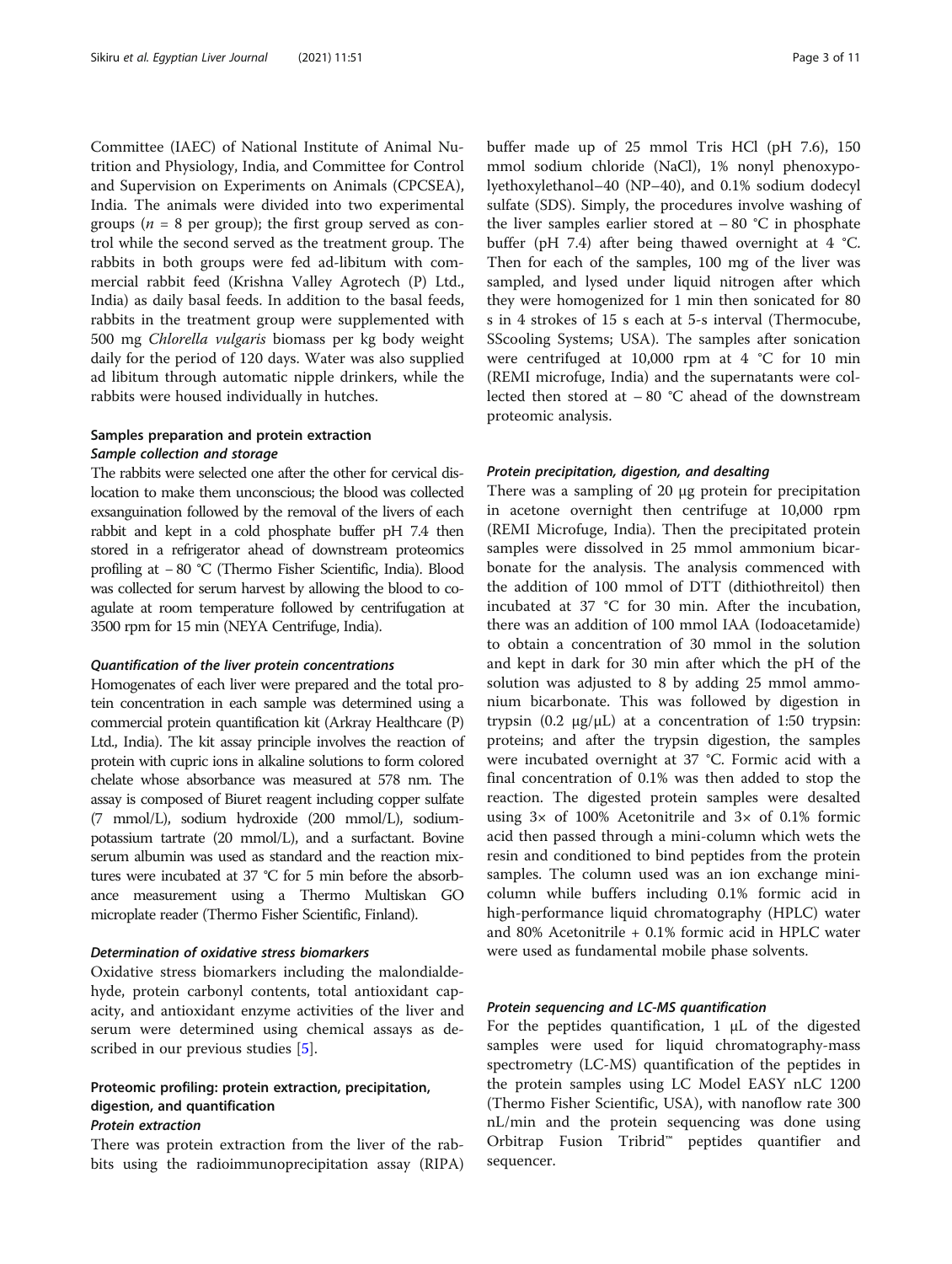Committee (IAEC) of National Institute of Animal Nutrition and Physiology, India, and Committee for Control and Supervision on Experiments on Animals (CPCSEA), India. The animals were divided into two experimental groups ($n = 8$ per group); the first group served as control while the second served as the treatment group. The rabbits in both groups were fed ad-libitum with commercial rabbit feed (Krishna Valley Agrotech (P) Ltd., India) as daily basal feeds. In addition to the basal feeds, rabbits in the treatment group were supplemented with 500 mg *Chlorella vulgaris* biomass per kg body weight daily for the period of 120 days. Water was also supplied ad libitum through automatic nipple drinkers, while the rabbits were housed individually in hutches.

## Samples preparation and protein extraction

### Sample collection and storage

The rabbits were selected one after the other for cervical dislocation to make them unconscious; the blood was collected exsanguination followed by the removal of the livers of each rabbit and kept in a cold phosphate buffer pH 7.4 then stored in a refrigerator ahead of downstream proteomics profiling at − 80 °C (Thermo Fisher Scientific, India). Blood was collected for serum harvest by allowing the blood to coagulate at room temperature followed by centrifugation at 3500 rpm for 15 min (NEYA Centrifuge, India).

### Quantification of the liver protein concentrations

Homogenates of each liver were prepared and the total protein concentration in each sample was determined using a commercial protein quantification kit (Arkray Healthcare (P) Ltd., India). The kit assay principle involves the reaction of protein with cupric ions in alkaline solutions to form colored chelate whose absorbance was measured at 578 nm. The assay is composed of Biuret reagent including copper sulfate (7 mmol/L), sodium hydroxide (200 mmol/L), sodium-potassium tartrate (20 mmol/L), and a surfactant. Bovine serum albumin was used as standard and the reaction mixtures were incubated at 37 °C for 5 min before the absorbance measurement using a Thermo Multiskan GO microplate reader (Thermo Fisher Scientific, Finland).

### Determination of oxidative stress biomarkers

Oxidative stress biomarkers including the malondialdehyde, protein carbonyl contents, total antioxidant capacity, and antioxidant enzyme activities of the liver and serum were determined using chemical assays as described in our previous studies [5].

## Proteomic profiling: protein extraction, precipitation, digestion, and quantification

### Protein extraction

There was protein extraction from the liver of the rabbits using the radioimmunoprecipitation assay (RIPA) buffer made up of 25 mmol Tris HCl (pH 7.6), 150 mmol sodium chloride (NaCl), 1% nonyl phenoxypolyethoxylethanol−40 (NP−40), and 0.1% sodium dodecyl sulfate (SDS). Simply, the procedures involve washing of the liver samples earlier stored at − 80 °C in phosphate buffer (pH 7.4) after being thawed overnight at 4 °C. Then for each of the samples, 100 mg of the liver was sampled, and lysed under liquid nitrogen after which they were homogenized for 1 min then sonicated for 80 s in 4 strokes of 15 s each at 5-s interval (Thermocube, SScooling Systems; USA). The samples after sonication were centrifuged at 10,000 rpm at 4 °C for 10 min (REMI microfuge, India) and the supernatants were collected then stored at − 80 °C ahead of the downstream proteomic analysis.

### Protein precipitation, digestion, and desalting

There was a sampling of 20 μg protein for precipitation in acetone overnight then centrifuge at 10,000 rpm (REMI Microfuge, India). Then the precipitated protein samples were dissolved in 25 mmol ammonium bicarbonate for the analysis. The analysis commenced with the addition of 100 mmol of DTT (dithiothreitol) then incubated at 37 °C for 30 min. After the incubation, there was an addition of 100 mmol IAA (Iodoacetamide) to obtain a concentration of 30 mmol in the solution and kept in dark for 30 min after which the pH of the solution was adjusted to 8 by adding 25 mmol ammonium bicarbonate. This was followed by digestion in trypsin (0.2 μg/μL) at a concentration of 1:50 trypsin: proteins; and after the trypsin digestion, the samples were incubated overnight at 37 °C. Formic acid with a final concentration of 0.1% was then added to stop the reaction. The digested protein samples were desalted using 3× of 100% Acetonitrile and 3× of 0.1% formic acid then passed through a mini-column which wets the resin and conditioned to bind peptides from the protein samples. The column used was an ion exchange mini-column while buffers including 0.1% formic acid in high-performance liquid chromatography (HPLC) water and 80% Acetonitrile + 0.1% formic acid in HPLC water were used as fundamental mobile phase solvents.

### Protein sequencing and LC-MS quantification

For the peptides quantification, 1 μL of the digested samples were used for liquid chromatography-mass spectrometry (LC-MS) quantification of the peptides in the protein samples using LC Model EASY nLC 1200 (Thermo Fisher Scientific, USA), with nanoflow rate 300 nL/min and the protein sequencing was done using Orbitrap Fusion Tribrid™ peptides quantifier and sequencer.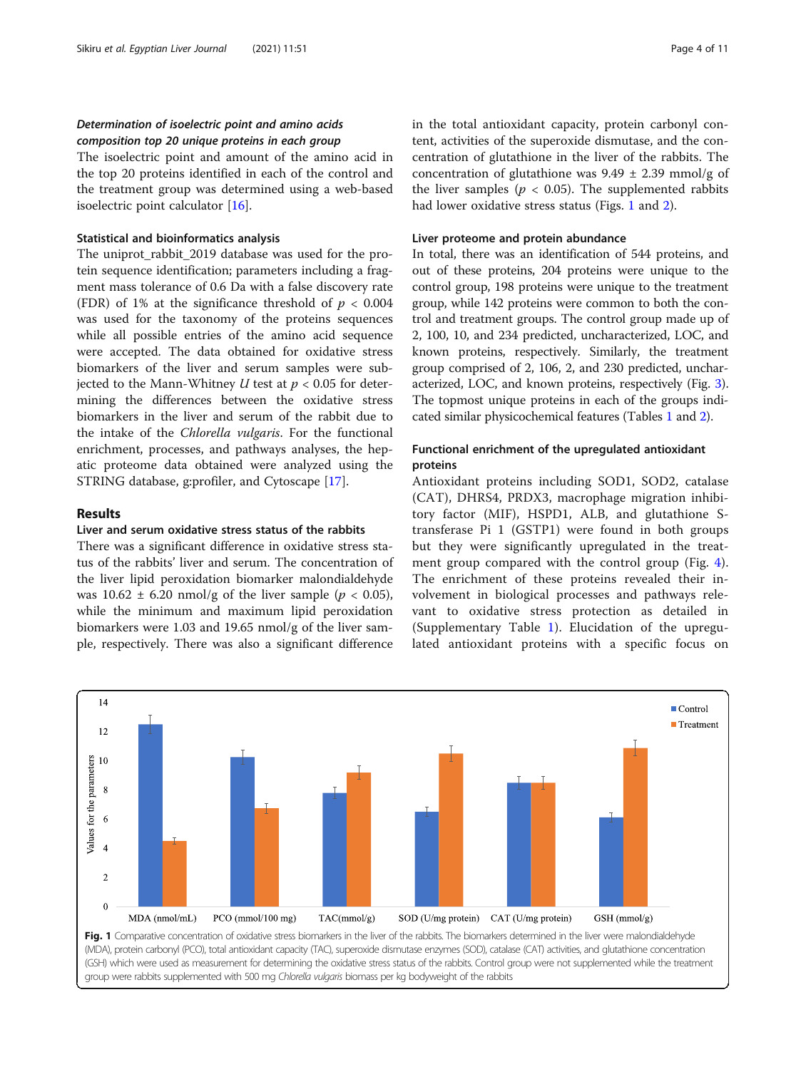### *Determination of isoelectric point and amino acids composition top 20 unique proteins in each group*

The isoelectric point and amount of the amino acid in the top 20 proteins identified in each of the control and the treatment group was determined using a web-based isoelectric point calculator [16].

### Statistical and bioinformatics analysis

The uniprot_rabbit_2019 database was used for the protein sequence identification; parameters including a fragment mass tolerance of 0.6 Da with a false discovery rate (FDR) of 1% at the significance threshold of $p < 0.004$ was used for the taxonomy of the proteins sequences while all possible entries of the amino acid sequence were accepted. The data obtained for oxidative stress biomarkers of the liver and serum samples were subjected to the Mann-Whitney $U$ test at $p < 0.05$ for determining the differences between the oxidative stress biomarkers in the liver and serum of the rabbit due to the intake of the *Chlorella vulgaris*. For the functional enrichment, processes, and pathways analyses, the hepatic proteome data obtained were analyzed using the STRING database, g:profiler, and Cytoscape [17].

## Results

### Liver and serum oxidative stress status of the rabbits

There was a significant difference in oxidative stress status of the rabbits' liver and serum. The concentration of the liver lipid peroxidation biomarker malondialdehyde was $10.62 \pm 6.20$ nmol/g of the liver sample ($p < 0.05$), while the minimum and maximum lipid peroxidation biomarkers were 1.03 and 19.65 nmol/g of the liver sample, respectively. There was also a significant difference in the total antioxidant capacity, protein carbonyl content, activities of the superoxide dismutase, and the concentration of glutathione in the liver of the rabbits. The concentration of glutathione was $9.49 \pm 2.39$ mmol/g of the liver samples ($p < 0.05$). The supplemented rabbits had lower oxidative stress status (Figs. 1 and 2).

### Liver proteome and protein abundance

In total, there was an identification of 544 proteins, and out of these proteins, 204 proteins were unique to the control group, 198 proteins were unique to the treatment group, while 142 proteins were common to both the control and treatment groups. The control group made up of 2, 100, 10, and 234 predicted, uncharacterized, LOC, and known proteins, respectively. Similarly, the treatment group comprised of 2, 106, 2, and 230 predicted, uncharacterized, LOC, and known proteins, respectively (Fig. 3). The topmost unique proteins in each of the groups indicated similar physicochemical features (Tables 1 and 2).

### Functional enrichment of the upregulated antioxidant proteins

Antioxidant proteins including SOD1, SOD2, catalase (CAT), DHRS4, PRDX3, macrophage migration inhibitory factor (MIF), HSPD1, ALB, and glutathione S-transferase Pi 1 (GSTP1) were found in both groups but they were significantly upregulated in the treatment group compared with the control group (Fig. 4). The enrichment of these proteins revealed their involvement in biological processes and pathways relevant to oxidative stress protection as detailed in (Supplementary Table 1). Elucidation of the upregulated antioxidant proteins with a specific focus on

**Fig. 1** Comparative concentration of oxidative stress biomarkers in the liver of the rabbits. The biomarkers determined in the liver were malondialdehyde (MDA), protein carbonyl (PCO), total antioxidant capacity (TAC), superoxide dismutase enzymes (SOD), catalase (CAT) activities, and glutathione concentration (GSH) which were used as measurement for determining the oxidative stress status of the rabbits. Control group were not supplemented while the treatment group were rabbits supplemented with 500 mg *Chlorella vulgaris* biomass per kg bodyweight of the rabbits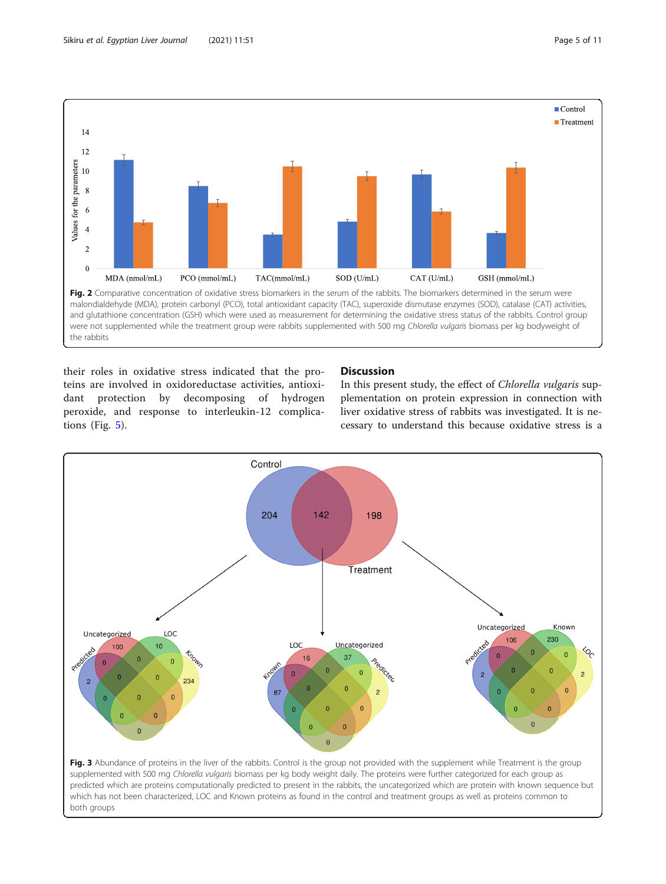Fig. 2 Comparative concentration of oxidative stress biomarkers in the serum of the rabbits. The biomarkers determined in the serum were malondialdehyde (MDA), protein carbonyl (PCO), total antioxidant capacity (TAC), superoxide dismutase enzymes (SOD), catalase (CAT) activities, and glutathione concentration (GSH) which were used as measurement for determining the oxidative stress status of the rabbits. Control group were not supplemented while the treatment group were rabbits supplemented with 500 mg *Chlorella vulgaris* biomass per kg bodyweight of the rabbits

their roles in oxidative stress indicated that the proteins are involved in oxidoreductase activities, antioxidant protection by decomposing of hydrogen peroxide, and response to interleukin-12 complications (Fig. 5).

## Discussion

In this present study, the effect of *Chlorella vulgaris* supplementation on protein expression in connection with liver oxidative stress of rabbits was investigated. It is necessary to understand this because oxidative stress is a

Fig. 3 Abundance of proteins in the liver of the rabbits. Control is the group not provided with the supplement while Treatment is the group supplemented with 500 mg *Chlorella vulgaris* biomass per kg body weight daily. The proteins were further categorized for each group as predicted which are proteins computationally predicted to present in the rabbits, the uncategorized which are protein with known sequence but which has not been characterized, LOC and Known proteins as found in the control and treatment groups as well as proteins common to both groups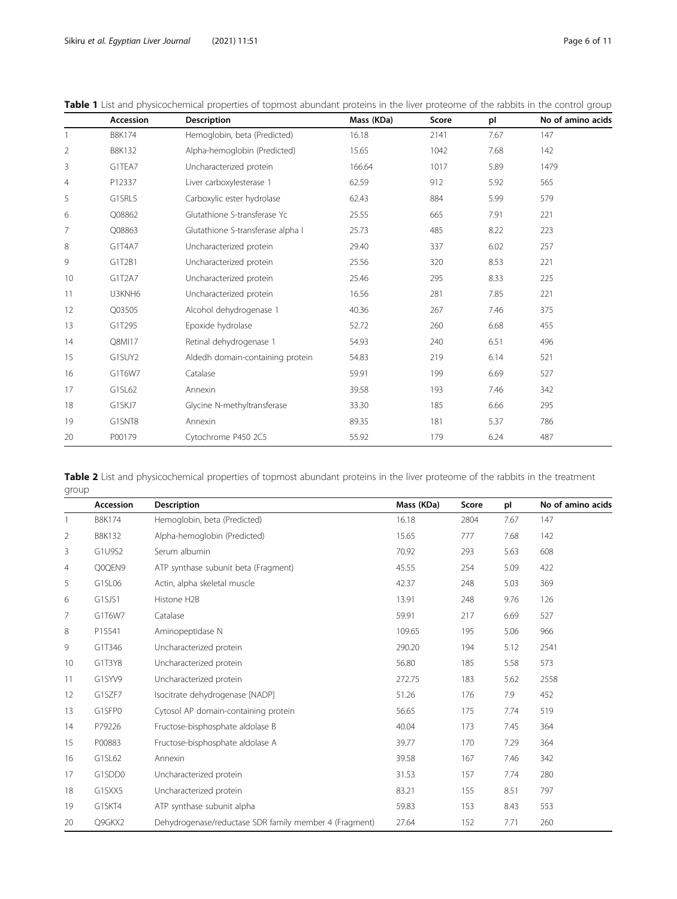**Table 1** List and physicochemical properties of topmost abundant proteins in the liver proteome of the rabbits in the control group

| | Accession | Description | Mass (KDa) | Score | pI | No of amino acids |
|---|---|---|---|---|---|---|
| 1 | B8K174 | Hemoglobin, beta (Predicted) | 16.18 | 2141 | 7.67 | 147 |
| 2 | B8K132 | Alpha-hemoglobin (Predicted) | 15.65 | 1042 | 7.68 | 142 |
| 3 | G1TEA7 | Uncharacterized protein | 166.64 | 1017 | 5.89 | 1479 |
| 4 | P12337 | Liver carboxylesterase 1 | 62.59 | 912 | 5.92 | 565 |
| 5 | G1SRL5 | Carboxylic ester hydrolase | 62.43 | 884 | 5.99 | 579 |
| 6 | Q08862 | Glutathione S-transferase Yc | 25.55 | 665 | 7.91 | 221 |
| 7 | Q08863 | Glutathione S-transferase alpha I | 25.73 | 485 | 8.22 | 223 |
| 8 | G1T4A7 | Uncharacterized protein | 29.40 | 337 | 6.02 | 257 |
| 9 | G1T2B1 | Uncharacterized protein | 25.56 | 320 | 8.53 | 221 |
| 10 | G1T2A7 | Uncharacterized protein | 25.46 | 295 | 8.33 | 225 |
| 11 | U3KNH6 | Uncharacterized protein | 16.56 | 281 | 7.85 | 221 |
| 12 | Q03505 | Alcohol dehydrogenase 1 | 40.36 | 267 | 7.46 | 375 |
| 13 | G1T295 | Epoxide hydrolase | 52.72 | 260 | 6.68 | 455 |
| 14 | Q8MI17 | Retinal dehydrogenase 1 | 54.93 | 240 | 6.51 | 496 |
| 15 | G1SUY2 | Aldedh domain-containing protein | 54.83 | 219 | 6.14 | 521 |
| 16 | G1T6W7 | Catalase | 59.91 | 199 | 6.69 | 527 |
| 17 | G1SL62 | Annexin | 39.58 | 193 | 7.46 | 342 |
| 18 | G1SKJ7 | Glycine N-methyltransferase | 33.30 | 185 | 6.66 | 295 |
| 19 | G1SNT8 | Annexin | 89.35 | 181 | 5.37 | 786 |
| 20 | P00179 | Cytochrome P450 2C5 | 55.92 | 179 | 6.24 | 487 |

**Table 2** List and physicochemical properties of topmost abundant proteins in the liver proteome of the rabbits in the treatment group

| | Accession | Description | Mass (KDa) | Score | pI | No of amino acids |
|---|---|---|---|---|---|---|
| 1 | B8K174 | Hemoglobin, beta (Predicted) | 16.18 | 2804 | 7.67 | 147 |
| 2 | B8K132 | Alpha-hemoglobin (Predicted) | 15.65 | 777 | 7.68 | 142 |
| 3 | G1U9S2 | Serum albumin | 70.92 | 293 | 5.63 | 608 |
| 4 | Q0QEN9 | ATP synthase subunit beta (Fragment) | 45.55 | 254 | 5.09 | 422 |
| 5 | G1SL06 | Actin, alpha skeletal muscle | 42.37 | 248 | 5.03 | 369 |
| 6 | G1SJS1 | Histone H2B | 13.91 | 248 | 9.76 | 126 |
| 7 | G1T6W7 | Catalase | 59.91 | 217 | 6.69 | 527 |
| 8 | P15541 | Aminopeptidase N | 109.65 | 195 | 5.06 | 966 |
| 9 | G1T346 | Uncharacterized protein | 290.20 | 194 | 5.12 | 2541 |
| 10 | G1T3Y8 | Uncharacterized protein | 56.80 | 185 | 5.58 | 573 |
| 11 | G1SYV9 | Uncharacterized protein | 272.75 | 183 | 5.62 | 2558 |
| 12 | G1SZF7 | Isocitrate dehydrogenase [NADP] | 51.26 | 176 | 7.9 | 452 |
| 13 | G1SFP0 | Cytosol AP domain-containing protein | 56.65 | 175 | 7.74 | 519 |
| 14 | P79226 | Fructose-bisphosphate aldolase B | 40.04 | 173 | 7.45 | 364 |
| 15 | P00883 | Fructose-bisphosphate aldolase A | 39.77 | 170 | 7.29 | 364 |
| 16 | G1SL62 | Annexin | 39.58 | 167 | 7.46 | 342 |
| 17 | G1SDD0 | Uncharacterized protein | 31.53 | 157 | 7.74 | 280 |
| 18 | G1SXX5 | Uncharacterized protein | 83.21 | 155 | 8.51 | 797 |
| 19 | G1SKT4 | ATP synthase subunit alpha | 59.83 | 153 | 8.43 | 553 |
| 20 | Q9GKX2 | Dehydrogenase/reductase SDR family member 4 (Fragment) | 27.64 | 152 | 7.71 | 260 |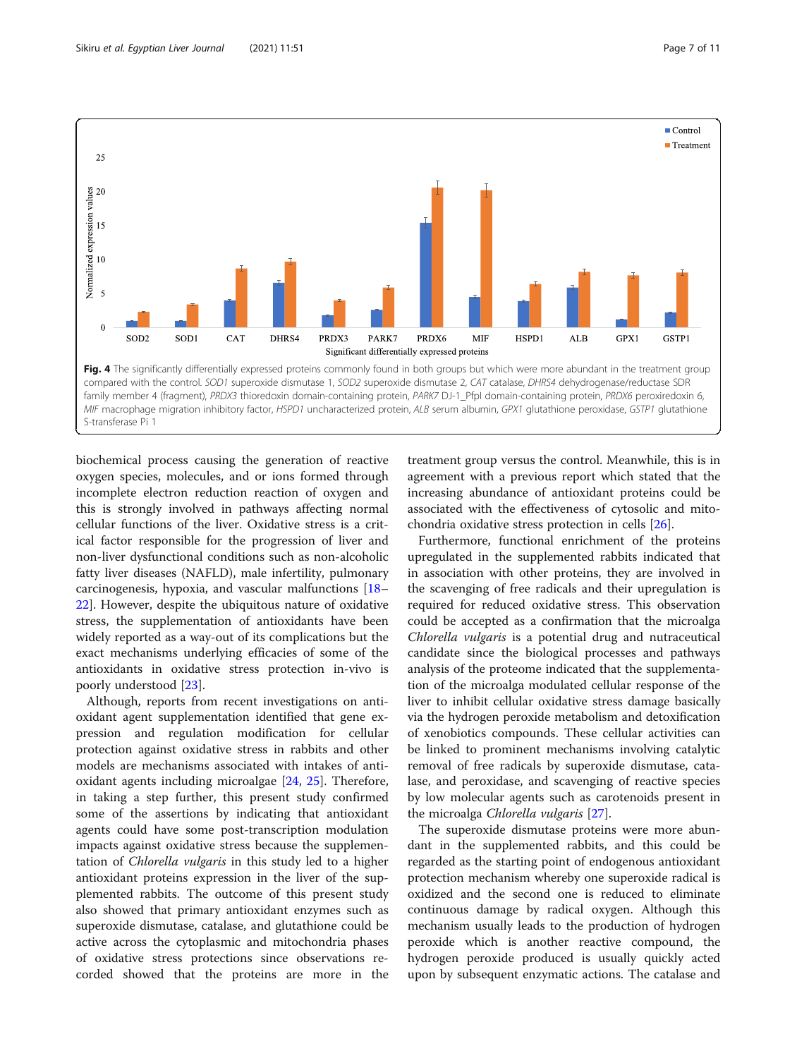**Fig. 4** The significantly differentially expressed proteins commonly found in both groups but which were more abundant in the treatment group compared with the control. *SOD1* superoxide dismutase 1, *SOD2* superoxide dismutase 2, *CAT* catalase, *DHRS4* dehydrogenase/reductase SDR family member 4 (fragment), *PRDX3* thioredoxin domain-containing protein, *PARK7* DJ-1_PfpI domain-containing protein, *PRDX6* peroxiredoxin 6, *MIF* macrophage migration inhibitory factor, *HSPD1* uncharacterized protein, *ALB* serum albumin, *GPX1* glutathione peroxidase, *GSTP1* glutathione S-transferase Pi 1

biochemical process causing the generation of reactive oxygen species, molecules, and or ions formed through incomplete electron reduction reaction of oxygen and this is strongly involved in pathways affecting normal cellular functions of the liver. Oxidative stress is a critical factor responsible for the progression of liver and non-liver dysfunctional conditions such as non-alcoholic fatty liver diseases (NAFLD), male infertility, pulmonary carcinogenesis, hypoxia, and vascular malfunctions [18–22]. However, despite the ubiquitous nature of oxidative stress, the supplementation of antioxidants have been widely reported as a way-out of its complications but the exact mechanisms underlying efficacies of some of the antioxidants in oxidative stress protection in-vivo is poorly understood [23].

Although, reports from recent investigations on antioxidant agent supplementation identified that gene expression and regulation modification for cellular protection against oxidative stress in rabbits and other models are mechanisms associated with intakes of antioxidant agents including microalgae [24, 25]. Therefore, in taking a step further, this present study confirmed some of the assertions by indicating that antioxidant agents could have some post-transcription modulation impacts against oxidative stress because the supplementation of *Chlorella vulgaris* in this study led to a higher antioxidant proteins expression in the liver of the supplemented rabbits. The outcome of this present study also showed that primary antioxidant enzymes such as superoxide dismutase, catalase, and glutathione could be active across the cytoplasmic and mitochondria phases of oxidative stress protections since observations recorded showed that the proteins are more in the treatment group versus the control. Meanwhile, this is in agreement with a previous report which stated that the increasing abundance of antioxidant proteins could be associated with the effectiveness of cytosolic and mitochondria oxidative stress protection in cells [26].

Furthermore, functional enrichment of the proteins upregulated in the supplemented rabbits indicated that in association with other proteins, they are involved in the scavenging of free radicals and their upregulation is required for reduced oxidative stress. This observation could be accepted as a confirmation that the microalga *Chlorella vulgaris* is a potential drug and nutraceutical candidate since the biological processes and pathways analysis of the proteome indicated that the supplementation of the microalga modulated cellular response of the liver to inhibit cellular oxidative stress damage basically via the hydrogen peroxide metabolism and detoxification of xenobiotics compounds. These cellular activities can be linked to prominent mechanisms involving catalytic removal of free radicals by superoxide dismutase, catalase, and peroxidase, and scavenging of reactive species by low molecular agents such as carotenoids present in the microalga *Chlorella vulgaris* [27].

The superoxide dismutase proteins were more abundant in the supplemented rabbits, and this could be regarded as the starting point of endogenous antioxidant protection mechanism whereby one superoxide radical is oxidized and the second one is reduced to eliminate continuous damage by radical oxygen. Although this mechanism usually leads to the production of hydrogen peroxide which is another reactive compound, the hydrogen peroxide produced is usually quickly acted upon by subsequent enzymatic actions. The catalase and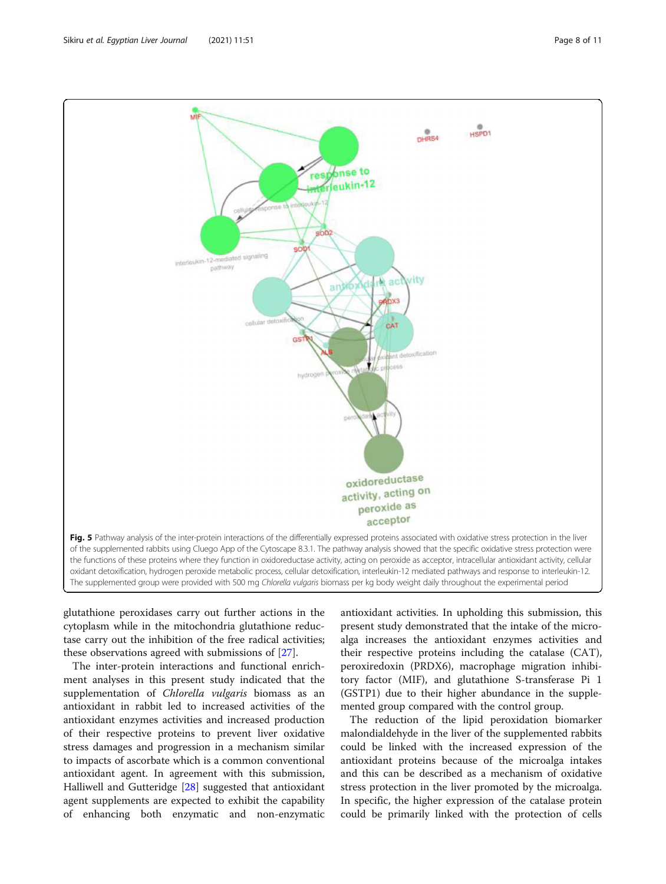**Fig. 5** Pathway analysis of the inter-protein interactions of the differentially expressed proteins associated with oxidative stress protection in the liver of the supplemented rabbits using Cluego App of the Cytoscape 8.3.1. The pathway analysis showed that the specific oxidative stress protection were the functions of these proteins where they function in oxidoreductase activity, acting on peroxide as acceptor, intracellular antioxidant activity, cellular oxidant detoxification, hydrogen peroxide metabolic process, cellular detoxification, interleukin-12 mediated pathways and response to interleukin-12. The supplemented group were provided with 500 mg *Chlorella vulgaris* biomass per kg body weight daily throughout the experimental period

glutathione peroxidases carry out further actions in the cytoplasm while in the mitochondria glutathione reductase carry out the inhibition of the free radical activities; these observations agreed with submissions of [27].

The inter-protein interactions and functional enrichment analyses in this present study indicated that the supplementation of *Chlorella vulgaris* biomass as an antioxidant in rabbit led to increased activities of the antioxidant enzymes activities and increased production of their respective proteins to prevent liver oxidative stress damages and progression in a mechanism similar to impacts of ascorbate which is a common conventional antioxidant agent. In agreement with this submission, Halliwell and Gutteridge [28] suggested that antioxidant agent supplements are expected to exhibit the capability of enhancing both enzymatic and non-enzymatic antioxidant activities. In upholding this submission, this present study demonstrated that the intake of the microalga increases the antioxidant enzymes activities and their respective proteins including the catalase (CAT), peroxiredoxin (PRDX6), macrophage migration inhibitory factor (MIF), and glutathione S-transferase Pi 1 (GSTP1) due to their higher abundance in the supplemented group compared with the control group.

The reduction of the lipid peroxidation biomarker malondialdehyde in the liver of the supplemented rabbits could be linked with the increased expression of the antioxidant proteins because of the microalga intakes and this can be described as a mechanism of oxidative stress protection in the liver promoted by the microalga. In specific, the higher expression of the catalase protein could be primarily linked with the protection of cells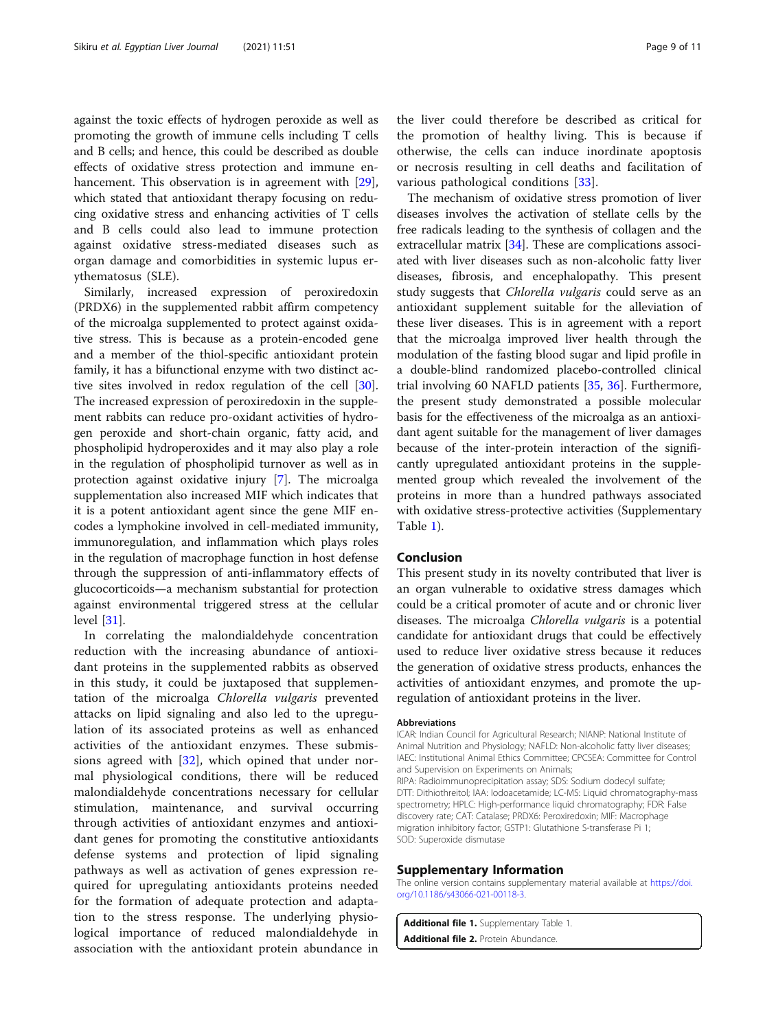against the toxic effects of hydrogen peroxide as well as promoting the growth of immune cells including T cells and B cells; and hence, this could be described as double effects of oxidative stress protection and immune enhancement. This observation is in agreement with [29], which stated that antioxidant therapy focusing on reducing oxidative stress and enhancing activities of T cells and B cells could also lead to immune protection against oxidative stress-mediated diseases such as organ damage and comorbidities in systemic lupus erythematosus (SLE).

Similarly, increased expression of peroxiredoxin (PRDX6) in the supplemented rabbit affirm competency of the microalga supplemented to protect against oxidative stress. This is because as a protein-encoded gene and a member of the thiol-specific antioxidant protein family, it has a bifunctional enzyme with two distinct active sites involved in redox regulation of the cell [30]. The increased expression of peroxiredoxin in the supplement rabbits can reduce pro-oxidant activities of hydrogen peroxide and short-chain organic, fatty acid, and phospholipid hydroperoxides and it may also play a role in the regulation of phospholipid turnover as well as in protection against oxidative injury [7]. The microalga supplementation also increased MIF which indicates that it is a potent antioxidant agent since the gene MIF encodes a lymphokine involved in cell-mediated immunity, immunoregulation, and inflammation which plays roles in the regulation of macrophage function in host defense through the suppression of anti-inflammatory effects of glucocorticoids—a mechanism substantial for protection against environmental triggered stress at the cellular level [31].

In correlating the malondialdehyde concentration reduction with the increasing abundance of antioxidant proteins in the supplemented rabbits as observed in this study, it could be juxtaposed that supplementation of the microalga *Chlorella vulgaris* prevented attacks on lipid signaling and also led to the upregulation of its associated proteins as well as enhanced activities of the antioxidant enzymes. These submissions agreed with [32], which opined that under normal physiological conditions, there will be reduced malondialdehyde concentrations necessary for cellular stimulation, maintenance, and survival occurring through activities of antioxidant enzymes and antioxidant genes for promoting the constitutive antioxidants defense systems and protection of lipid signaling pathways as well as activation of genes expression required for upregulating antioxidants proteins needed for the formation of adequate protection and adaptation to the stress response. The underlying physiological importance of reduced malondialdehyde in association with the antioxidant protein abundance in the liver could therefore be described as critical for the promotion of healthy living. This is because if otherwise, the cells can induce inordinate apoptosis or necrosis resulting in cell deaths and facilitation of various pathological conditions [33].

The mechanism of oxidative stress promotion of liver diseases involves the activation of stellate cells by the free radicals leading to the synthesis of collagen and the extracellular matrix [34]. These are complications associated with liver diseases such as non-alcoholic fatty liver diseases, fibrosis, and encephalopathy. This present study suggests that *Chlorella vulgaris* could serve as an antioxidant supplement suitable for the alleviation of these liver diseases. This is in agreement with a report that the microalga improved liver health through the modulation of the fasting blood sugar and lipid profile in a double-blind randomized placebo-controlled clinical trial involving 60 NAFLD patients [35, 36]. Furthermore, the present study demonstrated a possible molecular basis for the effectiveness of the microalga as an antioxidant agent suitable for the management of liver damages because of the inter-protein interaction of the significantly upregulated antioxidant proteins in the supplemented group which revealed the involvement of the proteins in more than a hundred pathways associated with oxidative stress-protective activities (Supplementary Table 1).

## Conclusion

This present study in its novelty contributed that liver is an organ vulnerable to oxidative stress damages which could be a critical promoter of acute and or chronic liver diseases. The microalga *Chlorella vulgaris* is a potential candidate for antioxidant drugs that could be effectively used to reduce liver oxidative stress because it reduces the generation of oxidative stress products, enhances the activities of antioxidant enzymes, and promote the upregulation of antioxidant proteins in the liver.

#### Abbreviations

ICAR: Indian Council for Agricultural Research; NIANP: National Institute of Animal Nutrition and Physiology; NAFLD: Non-alcoholic fatty liver diseases; IAEC: Institutional Animal Ethics Committee; CPCSEA: Committee for Control and Supervision on Experiments on Animals;
RIPA: Radioimmunoprecipitation assay; SDS: Sodium dodecyl sulfate; DTT: Dithiothreitol; IAA: Iodoacetamide; LC-MS: Liquid chromatography-mass spectrometry; HPLC: High-performance liquid chromatography; FDR: False discovery rate; CAT: Catalase; PRDX6: Peroxiredoxin; MIF: Macrophage migration inhibitory factor; GSTP1: Glutathione S-transferase Pi 1; SOD: Superoxide dismutase

## Supplementary Information

The online version contains supplementary material available at https://doi.org/10.1186/s43066-021-00118-3.

**Additional file 1.** Supplementary Table 1.
**Additional file 2.** Protein Abundance.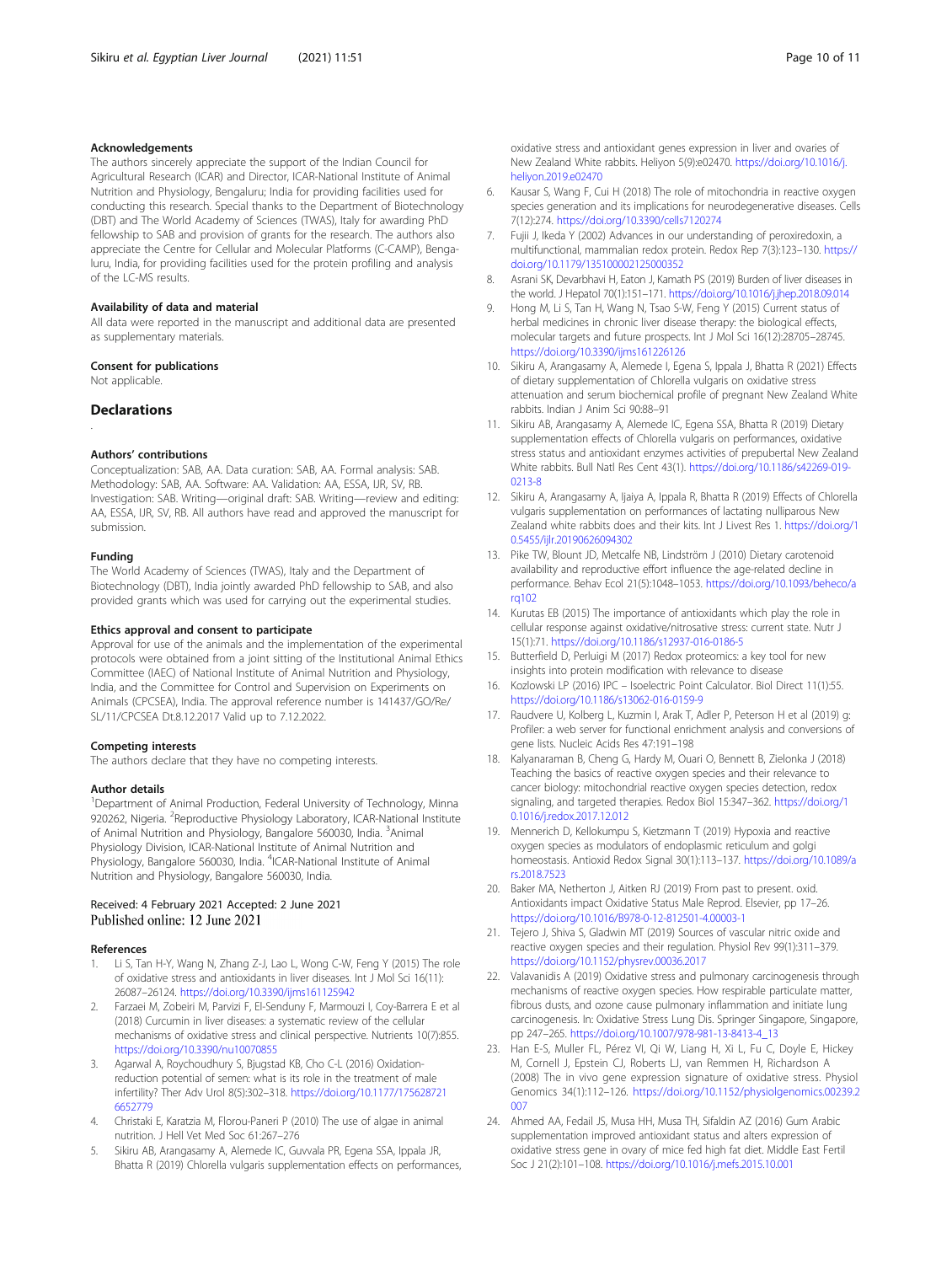#### Acknowledgements

The authors sincerely appreciate the support of the Indian Council for Agricultural Research (ICAR) and Director, ICAR-National Institute of Animal Nutrition and Physiology, Bengaluru; India for providing facilities used for conducting this research. Special thanks to the Department of Biotechnology (DBT) and The World Academy of Sciences (TWAS), Italy for awarding PhD fellowship to SAB and provision of grants for the research. The authors also appreciate the Centre for Cellular and Molecular Platforms (C-CAMP), Bengaluru, India, for providing facilities used for the protein profiling and analysis of the LC-MS results.

#### Availability of data and material

All data were reported in the manuscript and additional data are presented as supplementary materials.

#### Consent for publications

Not applicable.

## Declarations

.

#### Authors' contributions

Conceptualization: SAB, AA. Data curation: SAB, AA. Formal analysis: SAB. Methodology: SAB, AA. Software: AA. Validation: AA, ESSA, IJR, SV, RB. Investigation: SAB. Writing—original draft: SAB. Writing—review and editing: AA, ESSA, IJR, SV, RB. All authors have read and approved the manuscript for submission.

#### Funding

The World Academy of Sciences (TWAS), Italy and the Department of Biotechnology (DBT), India jointly awarded PhD fellowship to SAB, and also provided grants which was used for carrying out the experimental studies.

#### Ethics approval and consent to participate

Approval for use of the animals and the implementation of the experimental protocols were obtained from a joint sitting of the Institutional Animal Ethics Committee (IAEC) of National Institute of Animal Nutrition and Physiology, India, and the Committee for Control and Supervision on Experiments on Animals (CPCSEA), India. The approval reference number is 141437/GO/Re/SL/11/CPCSEA Dt.8.12.2017 Valid up to 7.12.2022.

#### Competing interests

The authors declare that they have no competing interests.

#### Author details

[1]Department of Animal Production, Federal University of Technology, Minna 920262, Nigeria. [2]Reproductive Physiology Laboratory, ICAR-National Institute of Animal Nutrition and Physiology, Bangalore 560030, India. [3]Animal Physiology Division, ICAR-National Institute of Animal Nutrition and Physiology, Bangalore 560030, India. [4]ICAR-National Institute of Animal Nutrition and Physiology, Bangalore 560030, India.

Received: 4 February 2021 Accepted: 2 June 2021
Published online: 12 June 2021

#### References

1. Li S, Tan H-Y, Wang N, Zhang Z-J, Lao L, Wong C-W, Feng Y (2015) The role of oxidative stress and antioxidants in liver diseases. Int J Mol Sci 16(11): 26087–26124. https://doi.org/10.3390/ijms161125942
2. Farzaei M, Zobeiri M, Parvizi F, El-Senduny F, Marmouzi I, Coy-Barrera E et al (2018) Curcumin in liver diseases: a systematic review of the cellular mechanisms of oxidative stress and clinical perspective. Nutrients 10(7):855. https://doi.org/10.3390/nu10070855
3. Agarwal A, Roychoudhury S, Bjugstad KB, Cho C-L (2016) Oxidation-reduction potential of semen: what is its role in the treatment of male infertility? Ther Adv Urol 8(5):302–318. https://doi.org/10.1177/1756287216652779
4. Christaki E, Karatzia M, Florou-Paneri P (2010) The use of algae in animal nutrition. J Hell Vet Med Soc 61:267–276
5. Sikiru AB, Arangasamy A, Alemede IC, Guvvala PR, Egena SSA, Ippala JR, Bhatta R (2019) Chlorella vulgaris supplementation effects on performances, oxidative stress and antioxidant genes expression in liver and ovaries of New Zealand White rabbits. Heliyon 5(9):e02470. https://doi.org/10.1016/j.heliyon.2019.e02470
6. Kausar S, Wang F, Cui H (2018) The role of mitochondria in reactive oxygen species generation and its implications for neurodegenerative diseases. Cells 7(12):274. https://doi.org/10.3390/cells7120274
7. Fujii J, Ikeda Y (2002) Advances in our understanding of peroxiredoxin, a multifunctional, mammalian redox protein. Redox Rep 7(3):123–130. https://doi.org/10.1179/135100002125000352
8. Asrani SK, Devarbhavi H, Eaton J, Kamath PS (2019) Burden of liver diseases in the world. J Hepatol 70(1):151–171. https://doi.org/10.1016/j.jhep.2018.09.014
9. Hong M, Li S, Tan H, Wang N, Tsao S-W, Feng Y (2015) Current status of herbal medicines in chronic liver disease therapy: the biological effects, molecular targets and future prospects. Int J Mol Sci 16(12):28705–28745. https://doi.org/10.3390/ijms161226126
10. Sikiru A, Arangasamy A, Alemede I, Egena S, Ippala J, Bhatta R (2021) Effects of dietary supplementation of Chlorella vulgaris on oxidative stress attenuation and serum biochemical profile of pregnant New Zealand White rabbits. Indian J Anim Sci 90:88–91
11. Sikiru AB, Arangasamy A, Alemede IC, Egena SSA, Bhatta R (2019) Dietary supplementation effects of Chlorella vulgaris on performances, oxidative stress status and antioxidant enzymes activities of prepubertal New Zealand White rabbits. Bull Natl Res Cent 43(1). https://doi.org/10.1186/s42269-019-0213-8
12. Sikiru A, Arangasamy A, Ijaiya A, Ippala R, Bhatta R (2019) Effects of Chlorella vulgaris supplementation on performances of lactating nulliparous New Zealand white rabbits does and their kits. Int J Livest Res 1. https://doi.org/10.5455/ijlr.20190626094302
13. Pike TW, Blount JD, Metcalfe NB, Lindström J (2010) Dietary carotenoid availability and reproductive effort influence the age-related decline in performance. Behav Ecol 21(5):1048–1053. https://doi.org/10.1093/beheco/arq102
14. Kurutas EB (2015) The importance of antioxidants which play the role in cellular response against oxidative/nitrosative stress: current state. Nutr J 15(1):71. https://doi.org/10.1186/s12937-016-0186-5
15. Butterfield D, Perluigi M (2017) Redox proteomics: a key tool for new insights into protein modification with relevance to disease
16. Kozlowski LP (2016) IPC – Isoelectric Point Calculator. Biol Direct 11(1):55. https://doi.org/10.1186/s13062-016-0159-9
17. Raudvere U, Kolberg L, Kuzmin I, Arak T, Adler P, Peterson H et al (2019) g: Profiler: a web server for functional enrichment analysis and conversions of gene lists. Nucleic Acids Res 47:191–198
18. Kalyanaraman B, Cheng G, Hardy M, Ouari O, Bennett B, Zielonka J (2018) Teaching the basics of reactive oxygen species and their relevance to cancer biology: mitochondrial reactive oxygen species detection, redox signaling, and targeted therapies. Redox Biol 15:347–362. https://doi.org/10.1016/j.redox.2017.12.012
19. Mennerich D, Kellokumpu S, Kietzmann T (2019) Hypoxia and reactive oxygen species as modulators of endoplasmic reticulum and golgi homeostasis. Antioxid Redox Signal 30(1):113–137. https://doi.org/10.1089/ars.2018.7523
20. Baker MA, Netherton J, Aitken RJ (2019) From past to present. oxid. Antioxidants impact Oxidative Status Male Reprod. Elsevier, pp 17–26. https://doi.org/10.1016/B978-0-12-812501-4.00003-1
21. Tejero J, Shiva S, Gladwin MT (2019) Sources of vascular nitric oxide and reactive oxygen species and their regulation. Physiol Rev 99(1):311–379. https://doi.org/10.1152/physrev.00036.2017
22. Valavanidis A (2019) Oxidative stress and pulmonary carcinogenesis through mechanisms of reactive oxygen species. How respirable particulate matter, fibrous dusts, and ozone cause pulmonary inflammation and initiate lung carcinogenesis. In: Oxidative Stress Lung Dis. Springer Singapore, Singapore, pp 247–265. https://doi.org/10.1007/978-981-13-8413-4_13
23. Han E-S, Muller FL, Pérez VI, Qi W, Liang H, Xi L, Fu C, Doyle E, Hickey M, Cornell J, Epstein CJ, Roberts LJ, van Remmen H, Richardson A (2008) The in vivo gene expression signature of oxidative stress. Physiol Genomics 34(1):112–126. https://doi.org/10.1152/physiolgenomics.00239.2007
24. Ahmed AA, Fedail JS, Musa HH, Musa TH, Sifaldin AZ (2016) Gum Arabic supplementation improved antioxidant status and alters expression of oxidative stress gene in ovary of mice fed high fat diet. Middle East Fertil Soc J 21(2):101–108. https://doi.org/10.1016/j.mefs.2015.10.001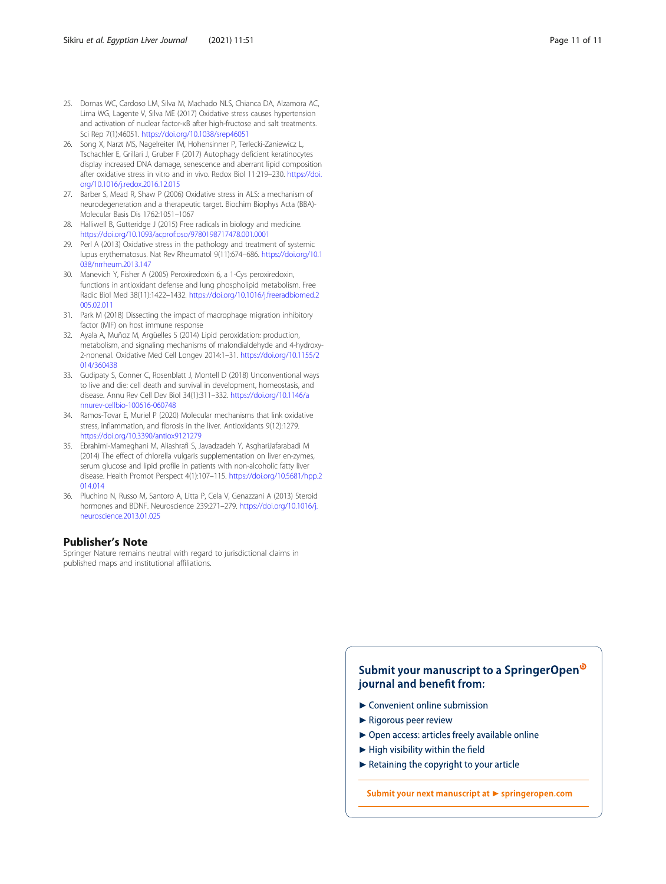25. Dornas WC, Cardoso LM, Silva M, Machado NLS, Chianca DA, Alzamora AC, Lima WG, Lagente V, Silva ME (2017) Oxidative stress causes hypertension and activation of nuclear factor-κB after high-fructose and salt treatments. Sci Rep 7(1):46051. https://doi.org/10.1038/srep46051
26. Song X, Narzt MS, Nagelreiter IM, Hohensinner P, Terlecki-Zaniewicz L, Tschachler E, Grillari J, Gruber F (2017) Autophagy deficient keratinocytes display increased DNA damage, senescence and aberrant lipid composition after oxidative stress in vitro and in vivo. Redox Biol 11:219–230. https://doi.org/10.1016/j.redox.2016.12.015
27. Barber S, Mead R, Shaw P (2006) Oxidative stress in ALS: a mechanism of neurodegeneration and a therapeutic target. Biochim Biophys Acta (BBA)-Molecular Basis Dis 1762:1051–1067
28. Halliwell B, Gutteridge J (2015) Free radicals in biology and medicine. https://doi.org/10.1093/acprof:oso/9780198717478.001.0001
29. Perl A (2013) Oxidative stress in the pathology and treatment of systemic lupus erythematosus. Nat Rev Rheumatol 9(11):674–686. https://doi.org/10.1038/nrrheum.2013.147
30. Manevich Y, Fisher A (2005) Peroxiredoxin 6, a 1-Cys peroxiredoxin, functions in antioxidant defense and lung phospholipid metabolism. Free Radic Biol Med 38(11):1422–1432. https://doi.org/10.1016/j.freeradbiomed.2005.02.011
31. Park M (2018) Dissecting the impact of macrophage migration inhibitory factor (MIF) on host immune response
32. Ayala A, Muñoz M, Argüelles S (2014) Lipid peroxidation: production, metabolism, and signaling mechanisms of malondialdehyde and 4-hydroxy-2-nonenal. Oxidative Med Cell Longev 2014:1–31. https://doi.org/10.1155/2014/360438
33. Gudipaty S, Conner C, Rosenblatt J, Montell D (2018) Unconventional ways to live and die: cell death and survival in development, homeostasis, and disease. Annu Rev Cell Dev Biol 34(1):311–332. https://doi.org/10.1146/annurev-cellbio-100616-060748
34. Ramos-Tovar E, Muriel P (2020) Molecular mechanisms that link oxidative stress, inflammation, and fibrosis in the liver. Antioxidants 9(12):1279. https://doi.org/10.3390/antiox9121279
35. Ebrahimi-Mameghani M, Aliashrafi S, Javadzadeh Y, AsghariJafarabadi M (2014) The effect of chlorella vulgaris supplementation on liver en-zymes, serum glucose and lipid profile in patients with non-alcoholic fatty liver disease. Health Promot Perspect 4(1):107–115. https://doi.org/10.5681/hpp.2014.014
36. Pluchino N, Russo M, Santoro A, Litta P, Cela V, Genazzani A (2013) Steroid hormones and BDNF. Neuroscience 239:271–279. https://doi.org/10.1016/j.neuroscience.2013.01.025

## Publisher's Note

Springer Nature remains neutral with regard to jurisdictional claims in published maps and institutional affiliations.

**Submit your manuscript to a SpringerOpen journal and benefit from:**

- ► Convenient online submission
- ► Rigorous peer review
- ► Open access: articles freely available online
- ► High visibility within the field
- ► Retaining the copyright to your article

**Submit your next manuscript at ► springeropen.com**